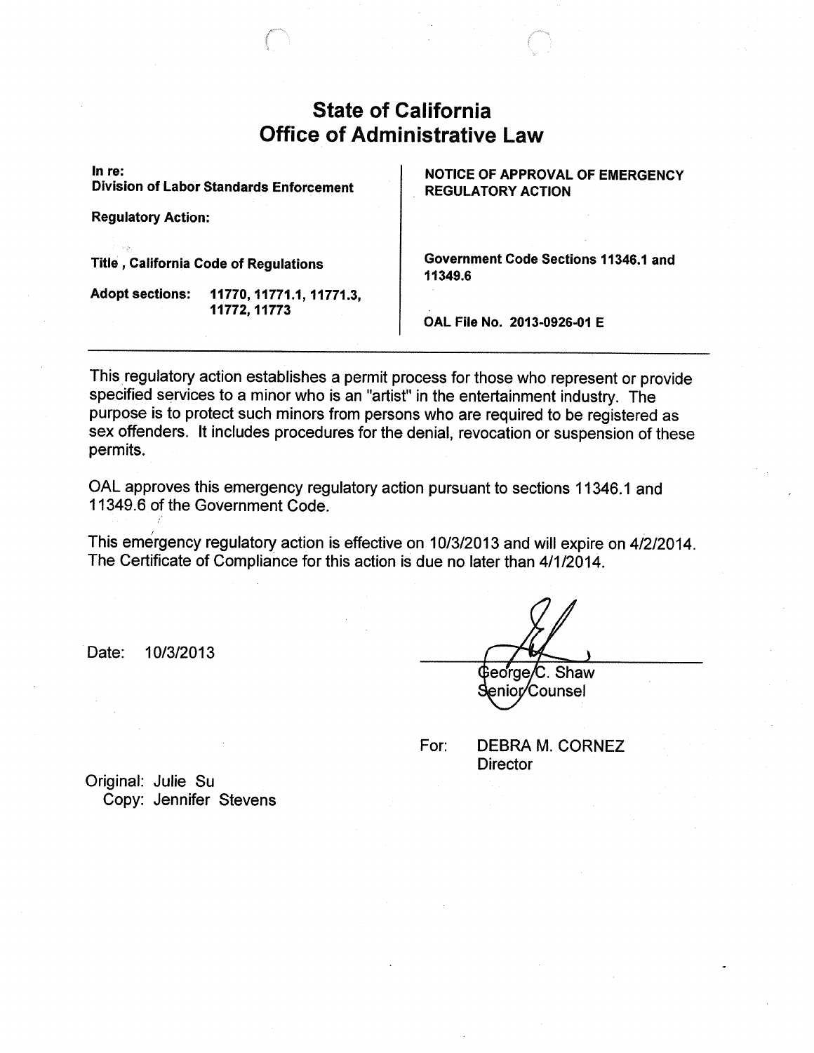# State of California
# Office of Administrative Law

| | |
|---|---|
| **In re:** <br> **Division of Labor Standards Enforcement** | **NOTICE OF APPROVAL OF EMERGENCY REGULATORY ACTION** |
| **Regulatory Action:** | |
| **Title , California Code of Regulations** | **Government Code Sections 11346.1 and 11349.6** |
| **Adopt sections: 11770, 11771.1, 11771.3, 11772, 11773** | **OAL File No. 2013-0926-01 E** |

---

This regulatory action establishes a permit process for those who represent or provide specified services to a minor who is an "artist" in the entertainment industry. The purpose is to protect such minors from persons who are required to be registered as sex offenders. It includes procedures for the denial, revocation or suspension of these permits.

OAL approves this emergency regulatory action pursuant to sections 11346.1 and 11349.6 of the Government Code.

This emergency regulatory action is effective on 10/3/2013 and will expire on 4/2/2014. The Certificate of Compliance for this action is due no later than 4/1/2014.

Date: 10/3/2013

George C. Shaw
Senior Counsel

For: DEBRA M. CORNEZ
Director

Original: Julie Su
Copy: Jennifer Stevens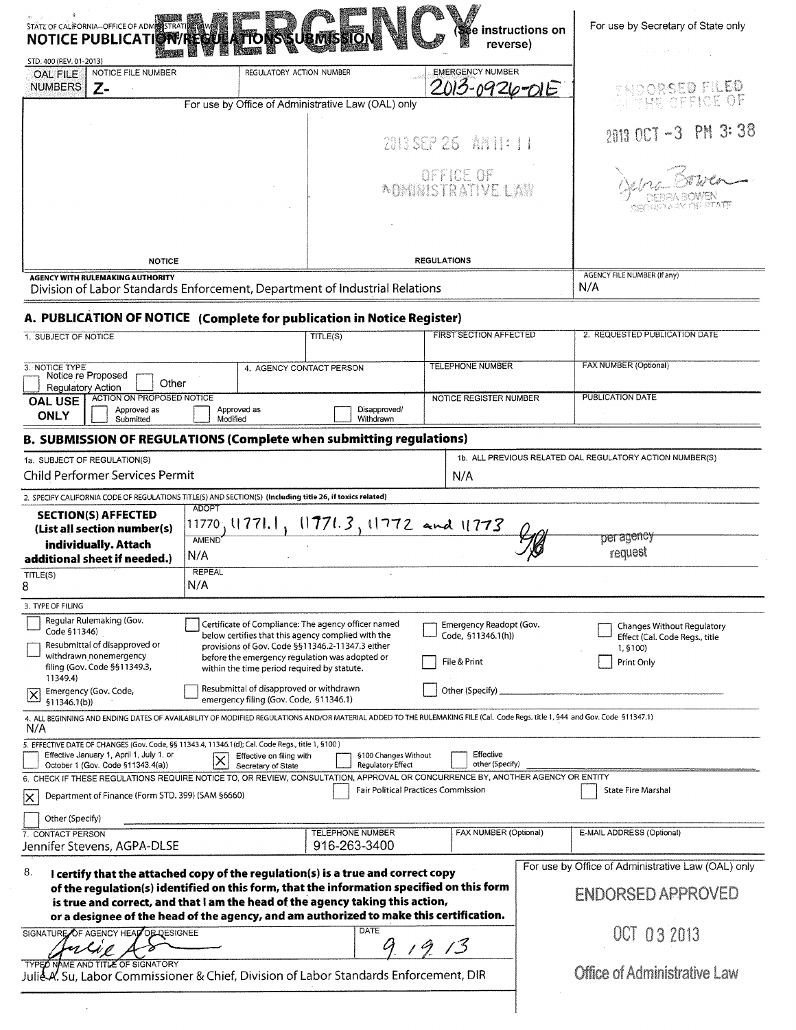STATE OF CALIFORNIA—OFFICE OF ADMINISTRATIVE LAW

# EMERGENCY

**NOTICE PUBLICATION/REGULATIONS SUBMISSION** (See instructions on reverse)

STD. 400 (REV. 01-2013)

For use by Secretary of State only

| OAL FILE NUMBERS | NOTICE FILE NUMBER | REGULATORY ACTION NUMBER | EMERGENCY NUMBER |
|---|---|---|---|
| | Z- | | 2013-0926-01E |

For use by Office of Administrative Law (OAL) only

2013 SEP 26 AM 11:11

OFFICE OF ADMINISTRATIVE LAW

ENDORSED FILED IN THE OFFICE OF

2013 OCT -3 PM 3:38

Debra Bowen

DEBRA BOWEN SECRETARY OF STATE

NOTICE | REGULATIONS

AGENCY WITH RULEMAKING AUTHORITY
Division of Labor Standards Enforcement, Department of Industrial Relations

AGENCY FILE NUMBER (If any)
N/A

## A. PUBLICATION OF NOTICE (Complete for publication in Notice Register)

| 1. SUBJECT OF NOTICE | TITLE(S) | FIRST SECTION AFFECTED | 2. REQUESTED PUBLICATION DATE |
|---|---|---|---|
| | | | |

| 3. NOTICE TYPE | 4. AGENCY CONTACT PERSON | TELEPHONE NUMBER | FAX NUMBER (Optional) |
|---|---|---|---|
| ☐ Notice re Proposed Regulatory Action ☐ Other | | | |

| OAL USE ONLY | ACTION ON PROPOSED NOTICE | NOTICE REGISTER NUMBER | PUBLICATION DATE |
|---|---|---|---|
| | ☐ Approved as Submitted ☐ Approved as Modified ☐ Disapproved/Withdrawn | | |

## B. SUBMISSION OF REGULATIONS (Complete when submitting regulations)

1a. SUBJECT OF REGULATION(S)
Child Performer Services Permit

1b. ALL PREVIOUS RELATED OAL REGULATORY ACTION NUMBER(S)
N/A

2. SPECIFY CALIFORNIA CODE OF REGULATIONS TITLE(S) AND SECTION(S) (Including title 26, if toxics related)

**SECTION(S) AFFECTED (List all section number(s) individually. Attach additional sheet if needed.)**

ADOPT
11770, 11771.1, 11771.3, 11772 and 11773 (per agency request)

AMEND
N/A

TITLE(S)
8

REPEAL
N/A

3. TYPE OF FILING

- ☐ Regular Rulemaking (Gov. Code §11346)
- ☐ Resubmittal of disapproved or withdrawn nonemergency filing (Gov. Code §§11349.3, 11349.4)
- ☒ Emergency (Gov. Code, §11346.1(b))
- ☐ Certificate of Compliance: The agency officer named below certifies that this agency complied with the provisions of Gov. Code §§11346.2-11347.3 either before the emergency regulation was adopted or within the time period required by statute.
- ☐ Resubmittal of disapproved or withdrawn emergency filing (Gov. Code, §11346.1)
- ☐ Emergency Readopt (Gov. Code, §11346.1(h))
- ☐ File & Print
- ☐ Other (Specify)
- ☐ Changes Without Regulatory Effect (Cal. Code Regs., title 1, §100)
- ☐ Print Only

4. ALL BEGINNING AND ENDING DATES OF AVAILABILITY OF MODIFIED REGULATIONS AND/OR MATERIAL ADDED TO THE RULEMAKING FILE (Cal. Code Regs. title 1, §44 and Gov. Code §11347.1)
N/A

5. EFFECTIVE DATE OF CHANGES (Gov. Code, §§ 11343.4, 11346.1(d); Cal. Code Regs., title 1, §100)

- ☐ Effective January 1, April 1, July 1, or October 1 (Gov. Code §11343.4(a))
- ☒ Effective on filing with Secretary of State
- ☐ §100 Changes Without Regulatory Effect
- ☐ Effective other (Specify)

6. CHECK IF THESE REGULATIONS REQUIRE NOTICE TO, OR REVIEW, CONSULTATION, APPROVAL OR CONCURRENCE BY, ANOTHER AGENCY OR ENTITY

- ☒ Department of Finance (Form STD. 399) (SAM §6660)
- ☐ Fair Political Practices Commission
- ☐ State Fire Marshal
- ☐ Other (Specify)

| 7. CONTACT PERSON | TELEPHONE NUMBER | FAX NUMBER (Optional) | E-MAIL ADDRESS (Optional) |
|---|---|---|---|
| Jennifer Stevens, AGPA-DLSE | 916-263-3400 | | |

8. **I certify that the attached copy of the regulation(s) is a true and correct copy of the regulation(s) identified on this form, that the information specified on this form is true and correct, and that I am the head of the agency taking this action, or a designee of the head of the agency, and am authorized to make this certification.**

SIGNATURE OF AGENCY HEAD OR DESIGNEE: Julie A. Su

DATE: 9/9/13

TYPED NAME AND TITLE OF SIGNATORY
Julie A. Su, Labor Commissioner & Chief, Division of Labor Standards Enforcement, DIR

For use by Office of Administrative Law (OAL) only

ENDORSED APPROVED

OCT 03 2013

Office of Administrative Law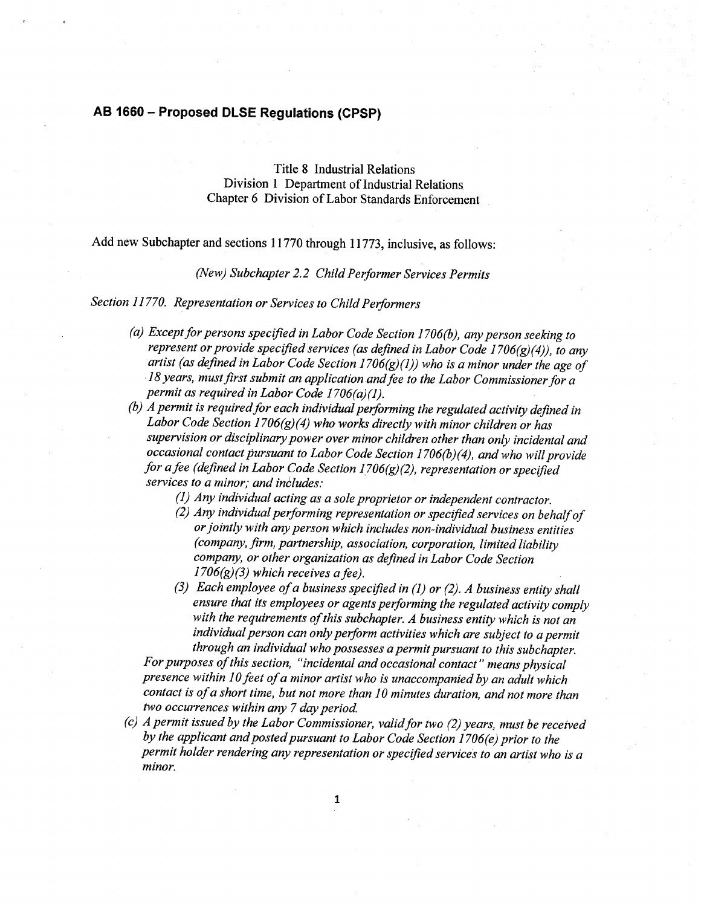## AB 1660 – Proposed DLSE Regulations (CPSP)

Title 8 Industrial Relations
Division 1 Department of Industrial Relations
Chapter 6 Division of Labor Standards Enforcement

Add new Subchapter and sections 11770 through 11773, inclusive, as follows:

*(New) Subchapter 2.2 Child Performer Services Permits*

*Section 11770. Representation or Services to Child Performers*

*(a) Except for persons specified in Labor Code Section 1706(b), any person seeking to represent or provide specified services (as defined in Labor Code 1706(g)(4)), to any artist (as defined in Labor Code Section 1706(g)(1)) who is a minor under the age of 18 years, must first submit an application and fee to the Labor Commissioner for a permit as required in Labor Code 1706(a)(1).*

*(b) A permit is required for each individual performing the regulated activity defined in Labor Code Section 1706(g)(4) who works directly with minor children or has supervision or disciplinary power over minor children other than only incidental and occasional contact pursuant to Labor Code Section 1706(b)(4), and who will provide for a fee (defined in Labor Code Section 1706(g)(2), representation or specified services to a minor; and includes:*

*(1) Any individual acting as a sole proprietor or independent contractor.*

*(2) Any individual performing representation or specified services on behalf of or jointly with any person which includes non-individual business entities (company, firm, partnership, association, corporation, limited liability company, or other organization as defined in Labor Code Section 1706(g)(3) which receives a fee).*

*(3) Each employee of a business specified in (1) or (2). A business entity shall ensure that its employees or agents performing the regulated activity comply with the requirements of this subchapter. A business entity which is not an individual person can only perform activities which are subject to a permit through an individual who possesses a permit pursuant to this subchapter.*

*For purposes of this section, "incidental and occasional contact" means physical presence within 10 feet of a minor artist who is unaccompanied by an adult which contact is of a short time, but not more than 10 minutes duration, and not more than two occurrences within any 7 day period.*

*(c) A permit issued by the Labor Commissioner, valid for two (2) years, must be received by the applicant and posted pursuant to Labor Code Section 1706(e) prior to the permit holder rendering any representation or specified services to an artist who is a minor.*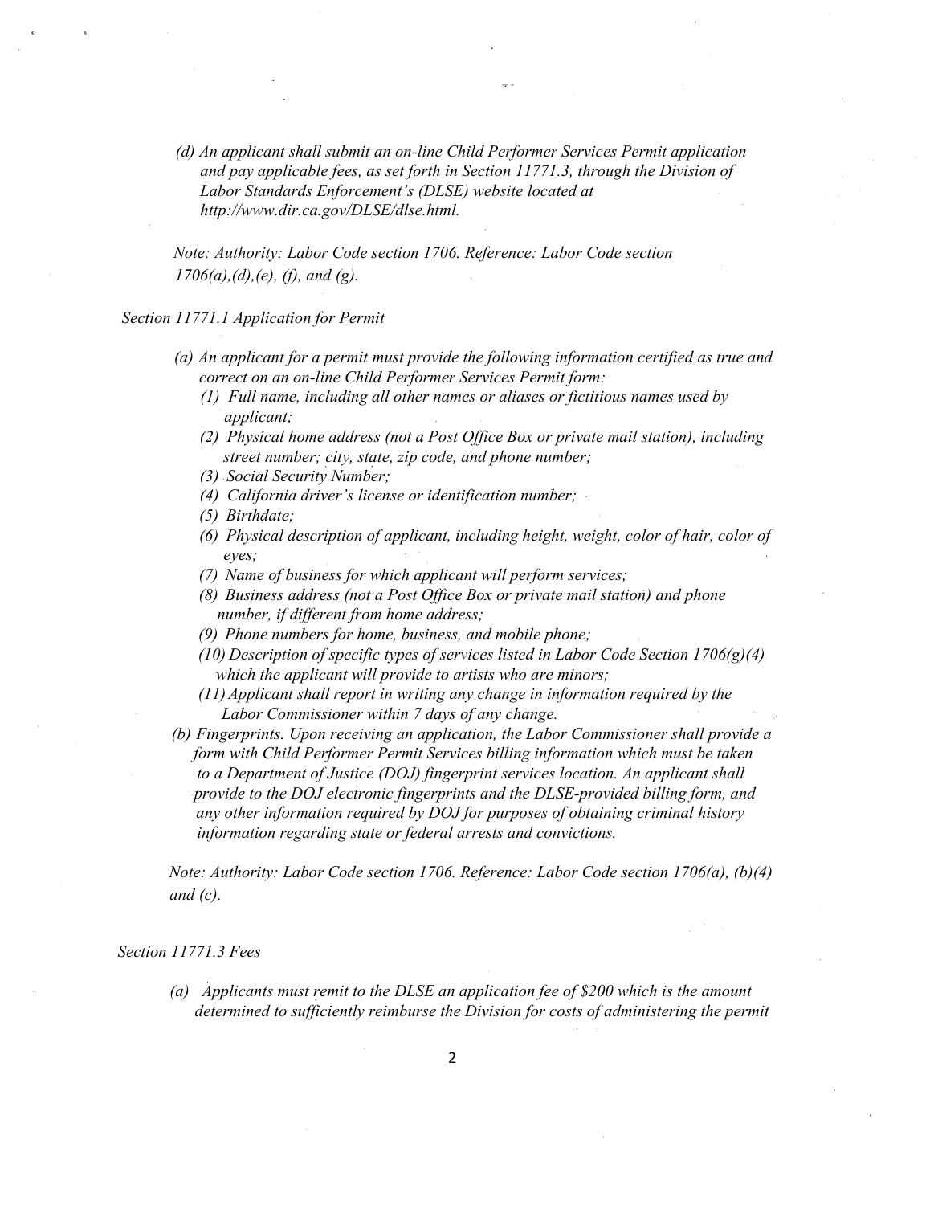*(d) An applicant shall submit an on-line Child Performer Services Permit application and pay applicable fees, as set forth in Section 11771.3, through the Division of Labor Standards Enforcement's (DLSE) website located at http://www.dir.ca.gov/DLSE/dlse.html.*

*Note: Authority: Labor Code section 1706. Reference: Labor Code section 1706(a),(d),(e), (f), and (g).*

*Section 11771.1 Application for Permit*

*(a) An applicant for a permit must provide the following information certified as true and correct on an on-line Child Performer Services Permit form:*

*(1) Full name, including all other names or aliases or fictitious names used by applicant;*

*(2) Physical home address (not a Post Office Box or private mail station), including street number; city, state, zip code, and phone number;*

*(3) Social Security Number;*

*(4) California driver's license or identification number;*

*(5) Birthdate;*

*(6) Physical description of applicant, including height, weight, color of hair, color of eyes;*

*(7) Name of business for which applicant will perform services;*

*(8) Business address (not a Post Office Box or private mail station) and phone number, if different from home address;*

*(9) Phone numbers for home, business, and mobile phone;*

*(10) Description of specific types of services listed in Labor Code Section 1706(g)(4) which the applicant will provide to artists who are minors;*

*(11) Applicant shall report in writing any change in information required by the Labor Commissioner within 7 days of any change.*

*(b) Fingerprints. Upon receiving an application, the Labor Commissioner shall provide a form with Child Performer Permit Services billing information which must be taken to a Department of Justice (DOJ) fingerprint services location. An applicant shall provide to the DOJ electronic fingerprints and the DLSE-provided billing form, and any other information required by DOJ for purposes of obtaining criminal history information regarding state or federal arrests and convictions.*

*Note: Authority: Labor Code section 1706. Reference: Labor Code section 1706(a), (b)(4) and (c).*

*Section 11771.3 Fees*

*(a) Applicants must remit to the DLSE an application fee of $200 which is the amount determined to sufficiently reimburse the Division for costs of administering the permit*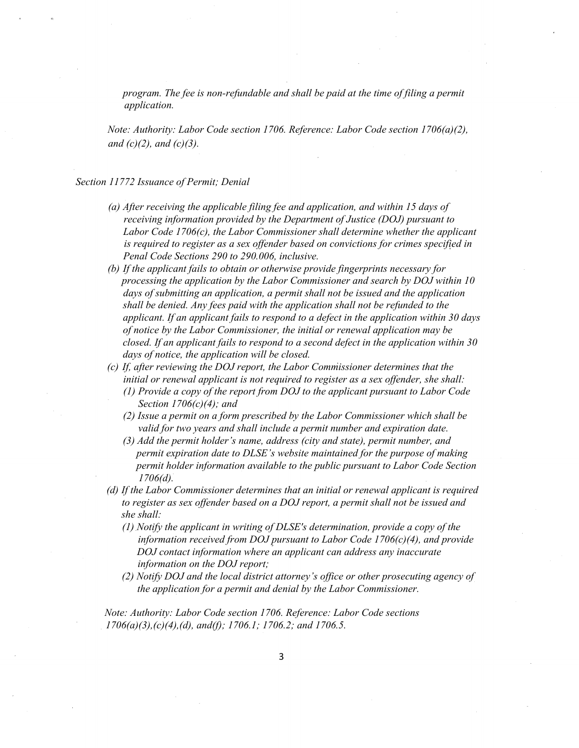*program. The fee is non-refundable and shall be paid at the time of filing a permit application.*

*Note: Authority: Labor Code section 1706. Reference: Labor Code section 1706(a)(2), and (c)(2), and (c)(3).*

*Section 11772 Issuance of Permit; Denial*

*(a) After receiving the applicable filing fee and application, and within 15 days of receiving information provided by the Department of Justice (DOJ) pursuant to Labor Code 1706(c), the Labor Commissioner shall determine whether the applicant is required to register as a sex offender based on convictions for crimes specified in Penal Code Sections 290 to 290.006, inclusive.*

*(b) If the applicant fails to obtain or otherwise provide fingerprints necessary for processing the application by the Labor Commissioner and search by DOJ within 10 days of submitting an application, a permit shall not be issued and the application shall be denied. Any fees paid with the application shall not be refunded to the applicant. If an applicant fails to respond to a defect in the application within 30 days of notice by the Labor Commissioner, the initial or renewal application may be closed. If an applicant fails to respond to a second defect in the application within 30 days of notice, the application will be closed.*

*(c) If, after reviewing the DOJ report, the Labor Commissioner determines that the initial or renewal applicant is not required to register as a sex offender, she shall:*

*(1) Provide a copy of the report from DOJ to the applicant pursuant to Labor Code Section 1706(c)(4); and*

*(2) Issue a permit on a form prescribed by the Labor Commissioner which shall be valid for two years and shall include a permit number and expiration date.*

*(3) Add the permit holder's name, address (city and state), permit number, and permit expiration date to DLSE's website maintained for the purpose of making permit holder information available to the public pursuant to Labor Code Section 1706(d).*

*(d) If the Labor Commissioner determines that an initial or renewal applicant is required to register as sex offender based on a DOJ report, a permit shall not be issued and she shall:*

*(1) Notify the applicant in writing of DLSE's determination, provide a copy of the information received from DOJ pursuant to Labor Code 1706(c)(4), and provide DOJ contact information where an applicant can address any inaccurate information on the DOJ report;*

*(2) Notify DOJ and the local district attorney's office or other prosecuting agency of the application for a permit and denial by the Labor Commissioner.*

*Note: Authority: Labor Code section 1706. Reference: Labor Code sections 1706(a)(3),(c)(4),(d), and(f); 1706.1; 1706.2; and 1706.5.*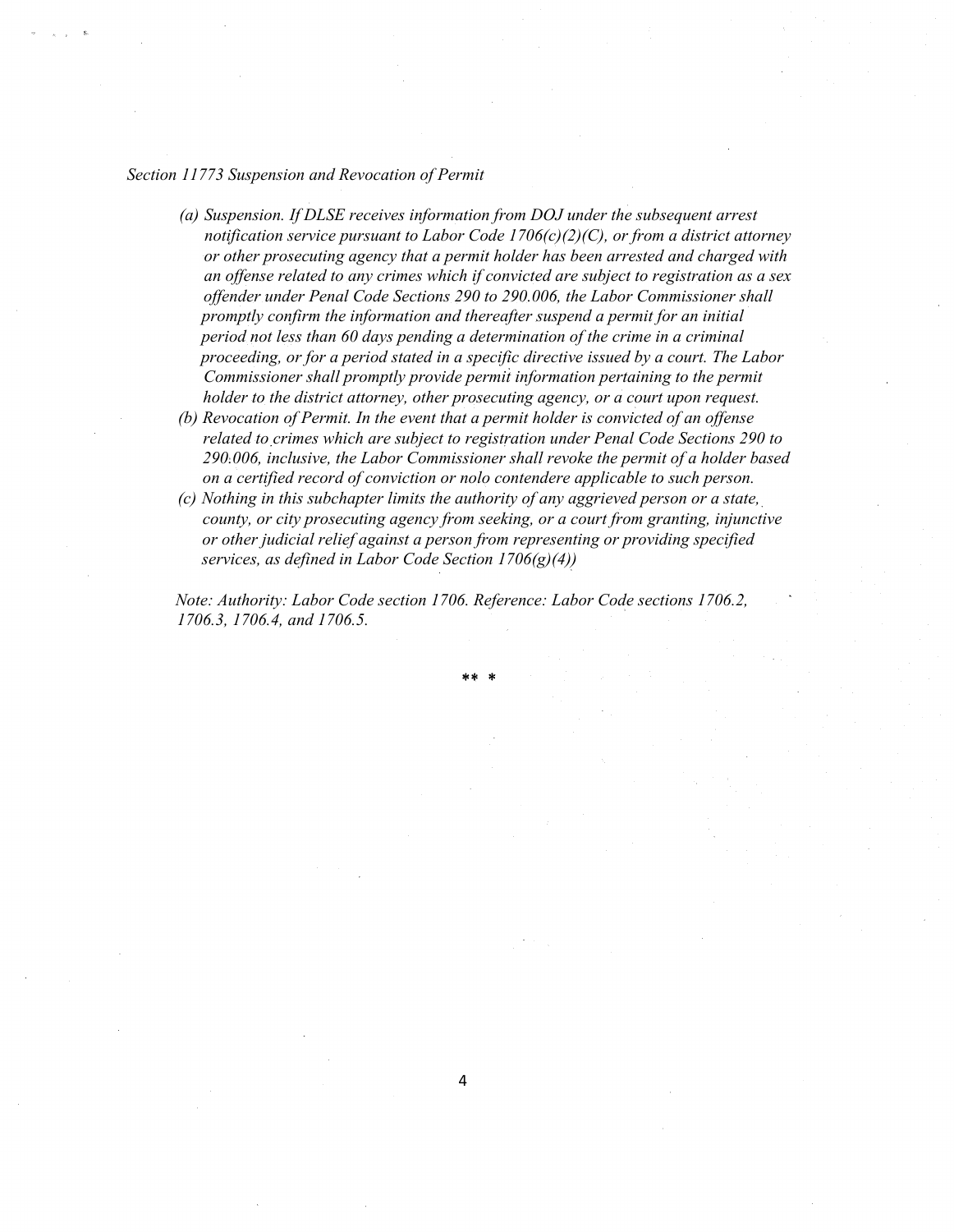*Section 11773 Suspension and Revocation of Permit*

*(a) Suspension. If DLSE receives information from DOJ under the subsequent arrest notification service pursuant to Labor Code 1706(c)(2)(C), or from a district attorney or other prosecuting agency that a permit holder has been arrested and charged with an offense related to any crimes which if convicted are subject to registration as a sex offender under Penal Code Sections 290 to 290.006, the Labor Commissioner shall promptly confirm the information and thereafter suspend a permit for an initial period not less than 60 days pending a determination of the crime in a criminal proceeding, or for a period stated in a specific directive issued by a court. The Labor Commissioner shall promptly provide permit information pertaining to the permit holder to the district attorney, other prosecuting agency, or a court upon request.*

*(b) Revocation of Permit. In the event that a permit holder is convicted of an offense related to crimes which are subject to registration under Penal Code Sections 290 to 290.006, inclusive, the Labor Commissioner shall revoke the permit of a holder based on a certified record of conviction or nolo contendere applicable to such person.*

*(c) Nothing in this subchapter limits the authority of any aggrieved person or a state, county, or city prosecuting agency from seeking, or a court from granting, injunctive or other judicial relief against a person from representing or providing specified services, as defined in Labor Code Section 1706(g)(4))*

*Note: Authority: Labor Code section 1706. Reference: Labor Code sections 1706.2, 1706.3, 1706.4, and 1706.5.*

** *